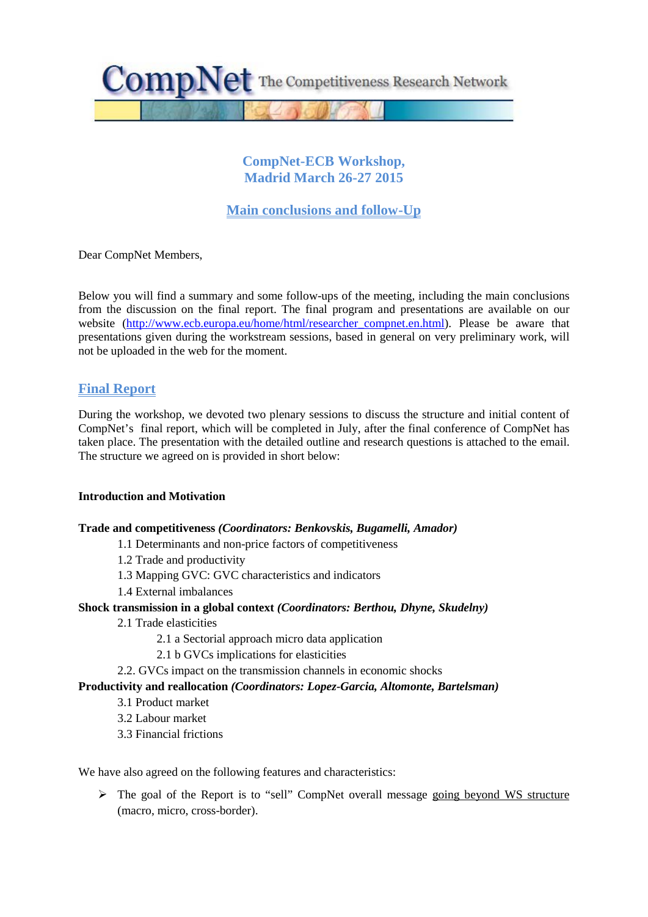CompNet The Competitiveness Research Network

# CompNet-ECB Workshop, Madrid March 26-27 2015

## Main conclusions and follow-Up

Dear CompNet Members,

Below you will find a summary and some follow-ups of the meeting, including the main conclusions from the discussion on the final report. The final program and presentations are available on our website (http://www.ecb.europa.eu/home/html/researcher_compnet.en.html). Please be aware that presentations given during the workstream sessions, based in general on very preliminary work, will not be uploaded in the web for the moment.

## Final Report

During the workshop, we devoted two plenary sessions to discuss the structure and initial content of CompNet's final report, which will be completed in July, after the final conference of CompNet has taken place. The presentation with the detailed outline and research questions is attached to the email. The structure we agreed on is provided in short below:

**Introduction and Motivation**

**Trade and competitiveness** ***(Coordinators: Benkovskis, Bugamelli, Amador)***

- 1.1 Determinants and non-price factors of competitiveness
- 1.2 Trade and productivity
- 1.3 Mapping GVC: GVC characteristics and indicators
- 1.4 External imbalances

**Shock transmission in a global context** ***(Coordinators: Berthou, Dhyne, Skudelny)***

- 2.1 Trade elasticities
  - 2.1 a Sectorial approach micro data application
  - 2.1 b GVCs implications for elasticities
- 2.2. GVCs impact on the transmission channels in economic shocks

**Productivity and reallocation** ***(Coordinators: Lopez-Garcia, Altomonte, Bartelsman)***

- 3.1 Product market
- 3.2 Labour market
- 3.3 Financial frictions

We have also agreed on the following features and characteristics:

- The goal of the Report is to "sell" CompNet overall message going beyond WS structure (macro, micro, cross-border).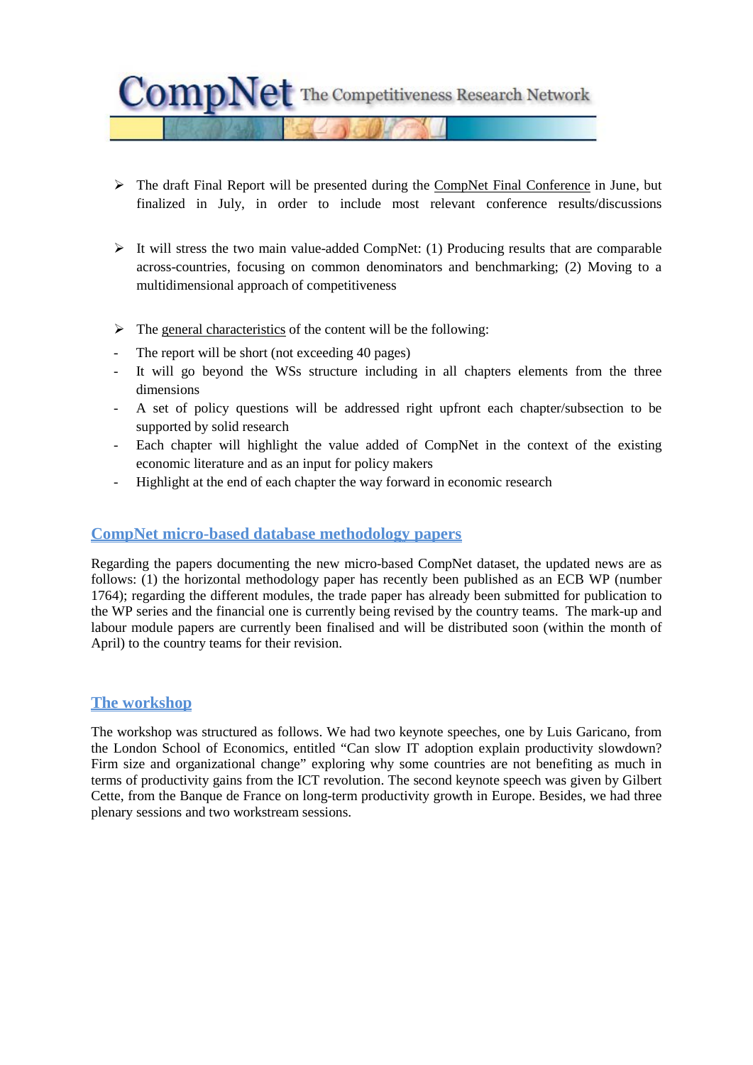- The draft Final Report will be presented during the CompNet Final Conference in June, but finalized in July, in order to include most relevant conference results/discussions

- It will stress the two main value-added CompNet: (1) Producing results that are comparable across-countries, focusing on common denominators and benchmarking; (2) Moving to a multidimensional approach of competitiveness

- The general characteristics of the content will be the following:
  - The report will be short (not exceeding 40 pages)
  - It will go beyond the WSs structure including in all chapters elements from the three dimensions
  - A set of policy questions will be addressed right upfront each chapter/subsection to be supported by solid research
  - Each chapter will highlight the value added of CompNet in the context of the existing economic literature and as an input for policy makers
  - Highlight at the end of each chapter the way forward in economic research

## CompNet micro-based database methodology papers

Regarding the papers documenting the new micro-based CompNet dataset, the updated news are as follows: (1) the horizontal methodology paper has recently been published as an ECB WP (number 1764); regarding the different modules, the trade paper has already been submitted for publication to the WP series and the financial one is currently being revised by the country teams. The mark-up and labour module papers are currently been finalised and will be distributed soon (within the month of April) to the country teams for their revision.

## The workshop

The workshop was structured as follows. We had two keynote speeches, one by Luis Garicano, from the London School of Economics, entitled "Can slow IT adoption explain productivity slowdown? Firm size and organizational change" exploring why some countries are not benefiting as much in terms of productivity gains from the ICT revolution. The second keynote speech was given by Gilbert Cette, from the Banque de France on long-term productivity growth in Europe. Besides, we had three plenary sessions and two workstream sessions.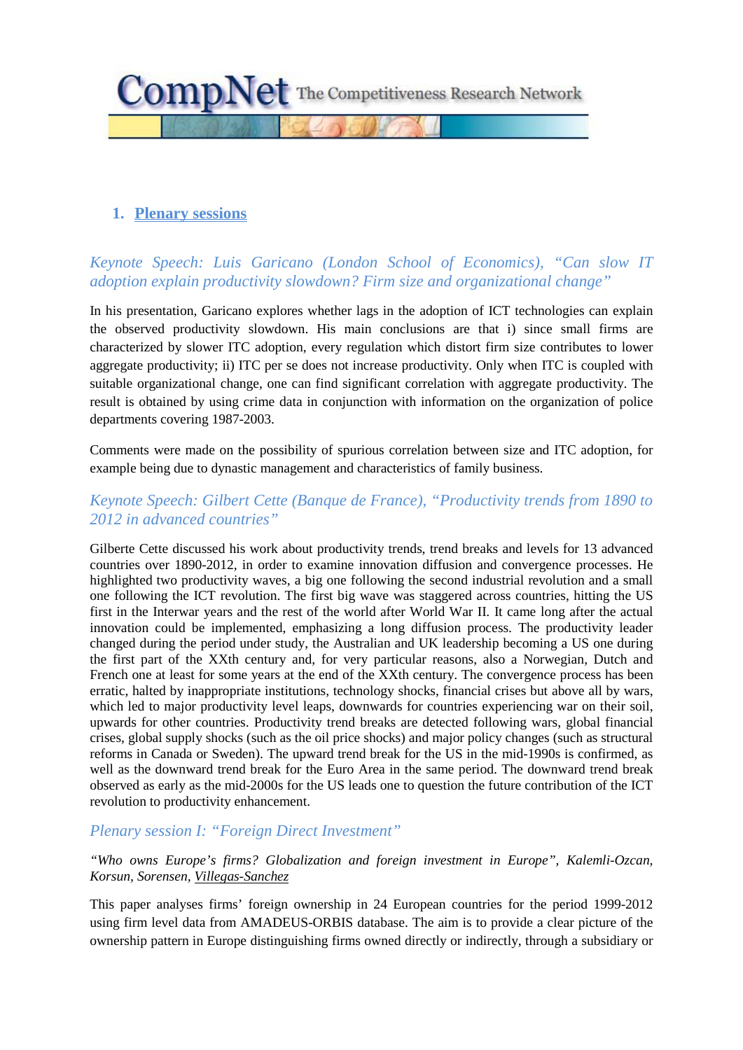## 1. Plenary sessions

### *Keynote Speech: Luis Garicano (London School of Economics), "Can slow IT adoption explain productivity slowdown? Firm size and organizational change"*

In his presentation, Garicano explores whether lags in the adoption of ICT technologies can explain the observed productivity slowdown. His main conclusions are that i) since small firms are characterized by slower ITC adoption, every regulation which distort firm size contributes to lower aggregate productivity; ii) ITC per se does not increase productivity. Only when ITC is coupled with suitable organizational change, one can find significant correlation with aggregate productivity. The result is obtained by using crime data in conjunction with information on the organization of police departments covering 1987-2003.

Comments were made on the possibility of spurious correlation between size and ITC adoption, for example being due to dynastic management and characteristics of family business.

### *Keynote Speech: Gilbert Cette (Banque de France), "Productivity trends from 1890 to 2012 in advanced countries"*

Gilberte Cette discussed his work about productivity trends, trend breaks and levels for 13 advanced countries over 1890-2012, in order to examine innovation diffusion and convergence processes. He highlighted two productivity waves, a big one following the second industrial revolution and a small one following the ICT revolution. The first big wave was staggered across countries, hitting the US first in the Interwar years and the rest of the world after World War II. It came long after the actual innovation could be implemented, emphasizing a long diffusion process. The productivity leader changed during the period under study, the Australian and UK leadership becoming a US one during the first part of the XXth century and, for very particular reasons, also a Norwegian, Dutch and French one at least for some years at the end of the XXth century. The convergence process has been erratic, halted by inappropriate institutions, technology shocks, financial crises but above all by wars, which led to major productivity level leaps, downwards for countries experiencing war on their soil, upwards for other countries. Productivity trend breaks are detected following wars, global financial crises, global supply shocks (such as the oil price shocks) and major policy changes (such as structural reforms in Canada or Sweden). The upward trend break for the US in the mid-1990s is confirmed, as well as the downward trend break for the Euro Area in the same period. The downward trend break observed as early as the mid-2000s for the US leads one to question the future contribution of the ICT revolution to productivity enhancement.

### *Plenary session I: "Foreign Direct Investment"*

*"Who owns Europe's firms? Globalization and foreign investment in Europe", Kalemli-Ozcan, Korsun, Sorensen, Villegas-Sanchez*

This paper analyses firms' foreign ownership in 24 European countries for the period 1999-2012 using firm level data from AMADEUS-ORBIS database. The aim is to provide a clear picture of the ownership pattern in Europe distinguishing firms owned directly or indirectly, through a subsidiary or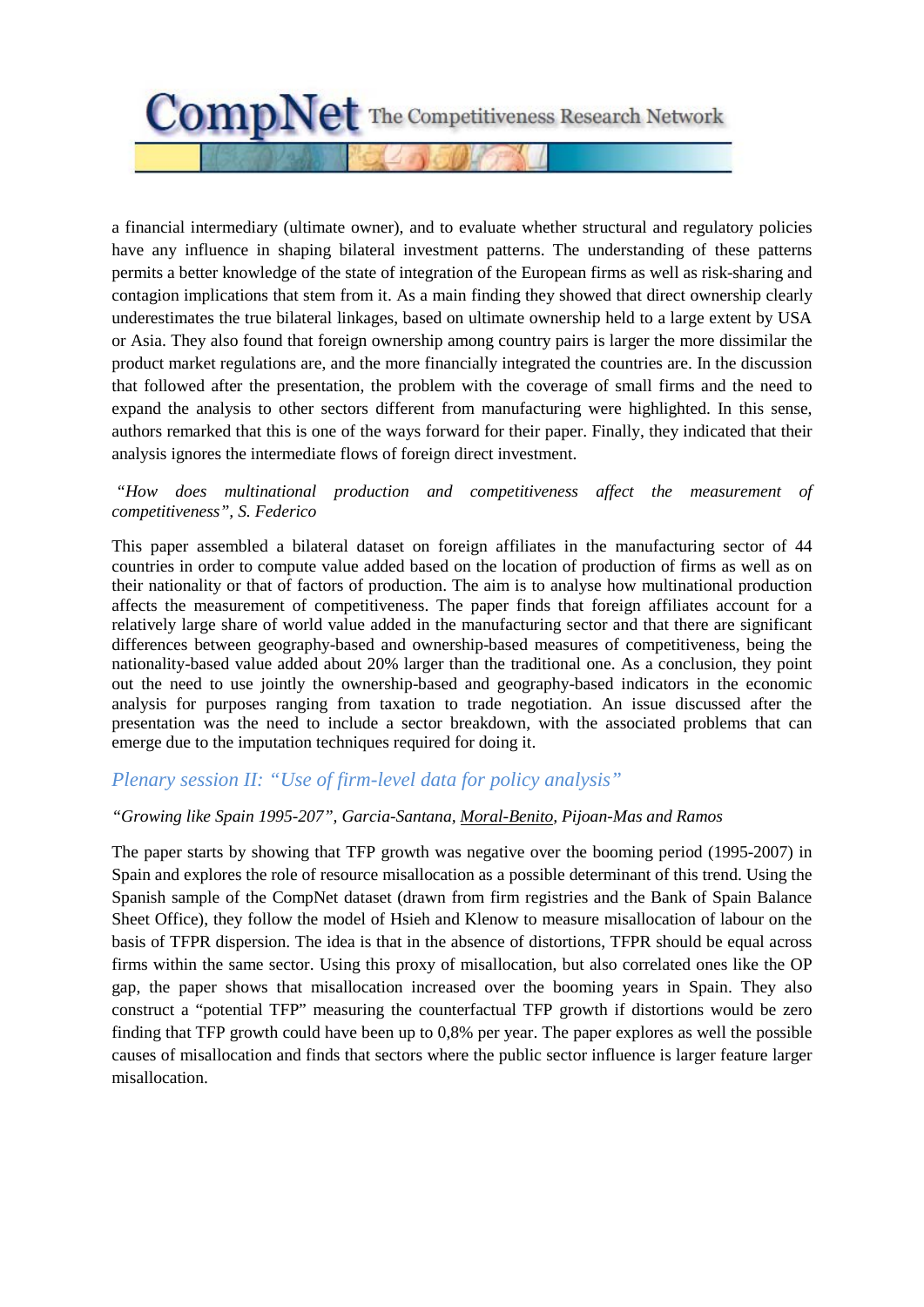a financial intermediary (ultimate owner), and to evaluate whether structural and regulatory policies have any influence in shaping bilateral investment patterns. The understanding of these patterns permits a better knowledge of the state of integration of the European firms as well as risk-sharing and contagion implications that stem from it. As a main finding they showed that direct ownership clearly underestimates the true bilateral linkages, based on ultimate ownership held to a large extent by USA or Asia. They also found that foreign ownership among country pairs is larger the more dissimilar the product market regulations are, and the more financially integrated the countries are. In the discussion that followed after the presentation, the problem with the coverage of small firms and the need to expand the analysis to other sectors different from manufacturing were highlighted. In this sense, authors remarked that this is one of the ways forward for their paper. Finally, they indicated that their analysis ignores the intermediate flows of foreign direct investment.

*"How does multinational production and competitiveness affect the measurement of competitiveness", S. Federico*

This paper assembled a bilateral dataset on foreign affiliates in the manufacturing sector of 44 countries in order to compute value added based on the location of production of firms as well as on their nationality or that of factors of production. The aim is to analyse how multinational production affects the measurement of competitiveness. The paper finds that foreign affiliates account for a relatively large share of world value added in the manufacturing sector and that there are significant differences between geography-based and ownership-based measures of competitiveness, being the nationality-based value added about 20% larger than the traditional one. As a conclusion, they point out the need to use jointly the ownership-based and geography-based indicators in the economic analysis for purposes ranging from taxation to trade negotiation. An issue discussed after the presentation was the need to include a sector breakdown, with the associated problems that can emerge due to the imputation techniques required for doing it.

## *Plenary session II: "Use of firm-level data for policy analysis"*

*"Growing like Spain 1995-207", Garcia-Santana, Moral-Benito, Pijoan-Mas and Ramos*

The paper starts by showing that TFP growth was negative over the booming period (1995-2007) in Spain and explores the role of resource misallocation as a possible determinant of this trend. Using the Spanish sample of the CompNet dataset (drawn from firm registries and the Bank of Spain Balance Sheet Office), they follow the model of Hsieh and Klenow to measure misallocation of labour on the basis of TFPR dispersion. The idea is that in the absence of distortions, TFPR should be equal across firms within the same sector. Using this proxy of misallocation, but also correlated ones like the OP gap, the paper shows that misallocation increased over the booming years in Spain. They also construct a "potential TFP" measuring the counterfactual TFP growth if distortions would be zero finding that TFP growth could have been up to 0,8% per year. The paper explores as well the possible causes of misallocation and finds that sectors where the public sector influence is larger feature larger misallocation.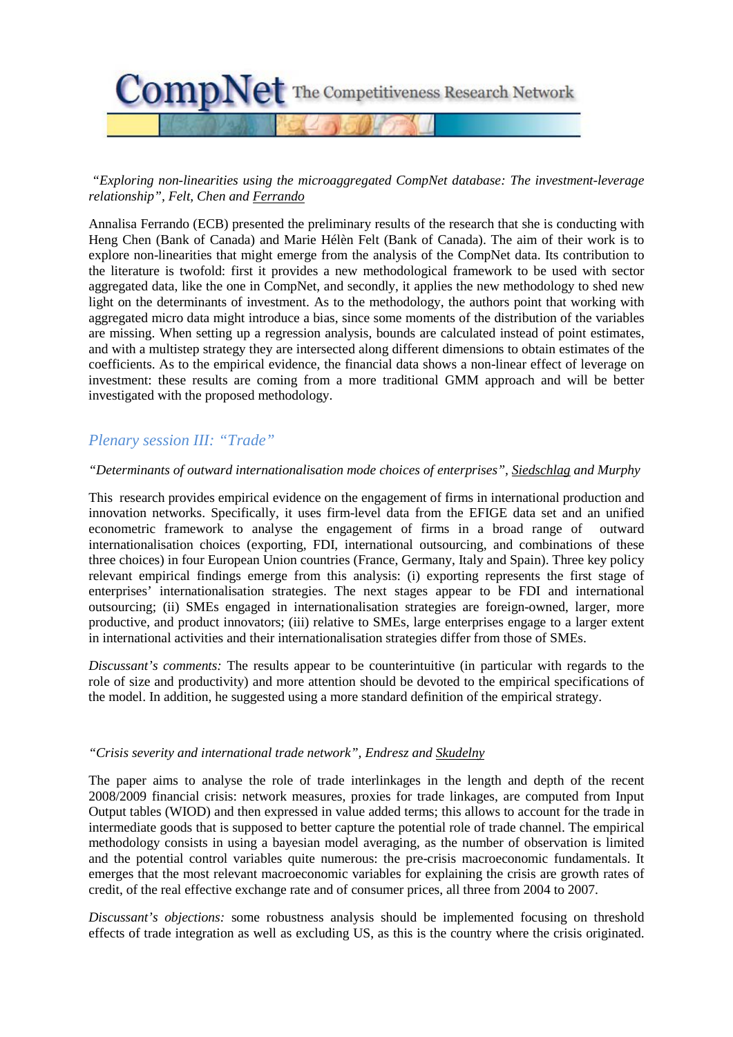*"Exploring non-linearities using the microaggregated CompNet database: The investment-leverage relationship", Felt, Chen and Ferrando*

Annalisa Ferrando (ECB) presented the preliminary results of the research that she is conducting with Heng Chen (Bank of Canada) and Marie Hélèn Felt (Bank of Canada). The aim of their work is to explore non-linearities that might emerge from the analysis of the CompNet data. Its contribution to the literature is twofold: first it provides a new methodological framework to be used with sector aggregated data, like the one in CompNet, and secondly, it applies the new methodology to shed new light on the determinants of investment. As to the methodology, the authors point that working with aggregated micro data might introduce a bias, since some moments of the distribution of the variables are missing. When setting up a regression analysis, bounds are calculated instead of point estimates, and with a multistep strategy they are intersected along different dimensions to obtain estimates of the coefficients. As to the empirical evidence, the financial data shows a non-linear effect of leverage on investment: these results are coming from a more traditional GMM approach and will be better investigated with the proposed methodology.

## *Plenary session III: "Trade"*

*"Determinants of outward internationalisation mode choices of enterprises", Siedschlag and Murphy*

This research provides empirical evidence on the engagement of firms in international production and innovation networks. Specifically, it uses firm-level data from the EFIGE data set and an unified econometric framework to analyse the engagement of firms in a broad range of outward internationalisation choices (exporting, FDI, international outsourcing, and combinations of these three choices) in four European Union countries (France, Germany, Italy and Spain). Three key policy relevant empirical findings emerge from this analysis: (i) exporting represents the first stage of enterprises' internationalisation strategies. The next stages appear to be FDI and international outsourcing; (ii) SMEs engaged in internationalisation strategies are foreign-owned, larger, more productive, and product innovators; (iii) relative to SMEs, large enterprises engage to a larger extent in international activities and their internationalisation strategies differ from those of SMEs.

*Discussant's comments:* The results appear to be counterintuitive (in particular with regards to the role of size and productivity) and more attention should be devoted to the empirical specifications of the model. In addition, he suggested using a more standard definition of the empirical strategy.

*"Crisis severity and international trade network", Endresz and Skudelny*

The paper aims to analyse the role of trade interlinkages in the length and depth of the recent 2008/2009 financial crisis: network measures, proxies for trade linkages, are computed from Input Output tables (WIOD) and then expressed in value added terms; this allows to account for the trade in intermediate goods that is supposed to better capture the potential role of trade channel. The empirical methodology consists in using a bayesian model averaging, as the number of observation is limited and the potential control variables quite numerous: the pre-crisis macroeconomic fundamentals. It emerges that the most relevant macroeconomic variables for explaining the crisis are growth rates of credit, of the real effective exchange rate and of consumer prices, all three from 2004 to 2007.

*Discussant's objections:* some robustness analysis should be implemented focusing on threshold effects of trade integration as well as excluding US, as this is the country where the crisis originated.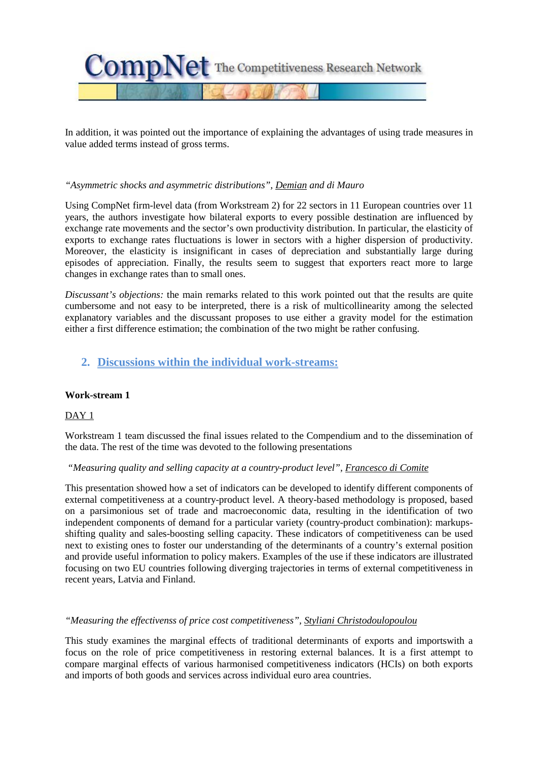In addition, it was pointed out the importance of explaining the advantages of using trade measures in value added terms instead of gross terms.

*"Asymmetric shocks and asymmetric distributions", Demian and di Mauro*

Using CompNet firm-level data (from Workstream 2) for 22 sectors in 11 European countries over 11 years, the authors investigate how bilateral exports to every possible destination are influenced by exchange rate movements and the sector's own productivity distribution. In particular, the elasticity of exports to exchange rates fluctuations is lower in sectors with a higher dispersion of productivity. Moreover, the elasticity is insignificant in cases of depreciation and substantially large during episodes of appreciation. Finally, the results seem to suggest that exporters react more to large changes in exchange rates than to small ones.

*Discussant's objections:* the main remarks related to this work pointed out that the results are quite cumbersome and not easy to be interpreted, there is a risk of multicollinearity among the selected explanatory variables and the discussant proposes to use either a gravity model for the estimation either a first difference estimation; the combination of the two might be rather confusing.

## 2. Discussions within the individual work-streams:

**Work-stream 1**

DAY 1

Workstream 1 team discussed the final issues related to the Compendium and to the dissemination of the data. The rest of the time was devoted to the following presentations

*"Measuring quality and selling capacity at a country-product level", Francesco di Comite*

This presentation showed how a set of indicators can be developed to identify different components of external competitiveness at a country-product level. A theory-based methodology is proposed, based on a parsimonious set of trade and macroeconomic data, resulting in the identification of two independent components of demand for a particular variety (country-product combination): markups-shifting quality and sales-boosting selling capacity. These indicators of competitiveness can be used next to existing ones to foster our understanding of the determinants of a country's external position and provide useful information to policy makers. Examples of the use if these indicators are illustrated focusing on two EU countries following diverging trajectories in terms of external competitiveness in recent years, Latvia and Finland.

*"Measuring the effectivenss of price cost competitiveness", Styliani Christodoulopoulou*

This study examines the marginal effects of traditional determinants of exports and importswith a focus on the role of price competitiveness in restoring external balances. It is a first attempt to compare marginal effects of various harmonised competitiveness indicators (HCIs) on both exports and imports of both goods and services across individual euro area countries.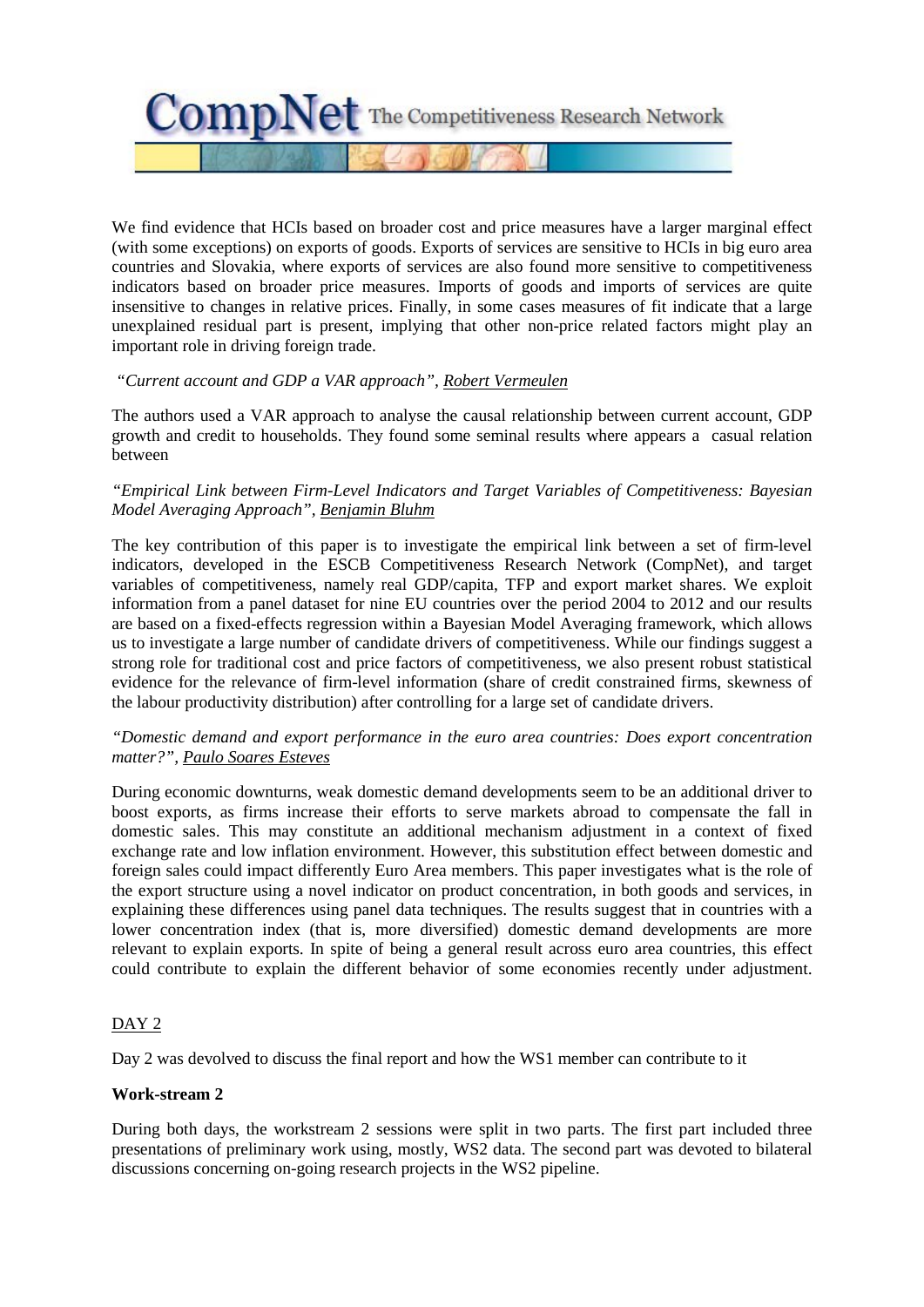We find evidence that HCIs based on broader cost and price measures have a larger marginal effect (with some exceptions) on exports of goods. Exports of services are sensitive to HCIs in big euro area countries and Slovakia, where exports of services are also found more sensitive to competitiveness indicators based on broader price measures. Imports of goods and imports of services are quite insensitive to changes in relative prices. Finally, in some cases measures of fit indicate that a large unexplained residual part is present, implying that other non-price related factors might play an important role in driving foreign trade.

*"Current account and GDP a VAR approach"*, Robert Vermeulen

The authors used a VAR approach to analyse the causal relationship between current account, GDP growth and credit to households. They found some seminal results where appears a casual relation between

*"Empirical Link between Firm-Level Indicators and Target Variables of Competitiveness: Bayesian Model Averaging Approach"*, Benjamin Bluhm

The key contribution of this paper is to investigate the empirical link between a set of firm-level indicators, developed in the ESCB Competitiveness Research Network (CompNet), and target variables of competitiveness, namely real GDP/capita, TFP and export market shares. We exploit information from a panel dataset for nine EU countries over the period 2004 to 2012 and our results are based on a fixed-effects regression within a Bayesian Model Averaging framework, which allows us to investigate a large number of candidate drivers of competitiveness. While our findings suggest a strong role for traditional cost and price factors of competitiveness, we also present robust statistical evidence for the relevance of firm-level information (share of credit constrained firms, skewness of the labour productivity distribution) after controlling for a large set of candidate drivers.

*"Domestic demand and export performance in the euro area countries: Does export concentration matter?"*, Paulo Soares Esteves

During economic downturns, weak domestic demand developments seem to be an additional driver to boost exports, as firms increase their efforts to serve markets abroad to compensate the fall in domestic sales. This may constitute an additional mechanism adjustment in a context of fixed exchange rate and low inflation environment. However, this substitution effect between domestic and foreign sales could impact differently Euro Area members. This paper investigates what is the role of the export structure using a novel indicator on product concentration, in both goods and services, in explaining these differences using panel data techniques. The results suggest that in countries with a lower concentration index (that is, more diversified) domestic demand developments are more relevant to explain exports. In spite of being a general result across euro area countries, this effect could contribute to explain the different behavior of some economies recently under adjustment.

DAY 2

Day 2 was devolved to discuss the final report and how the WS1 member can contribute to it

**Work-stream 2**

During both days, the workstream 2 sessions were split in two parts. The first part included three presentations of preliminary work using, mostly, WS2 data. The second part was devoted to bilateral discussions concerning on-going research projects in the WS2 pipeline.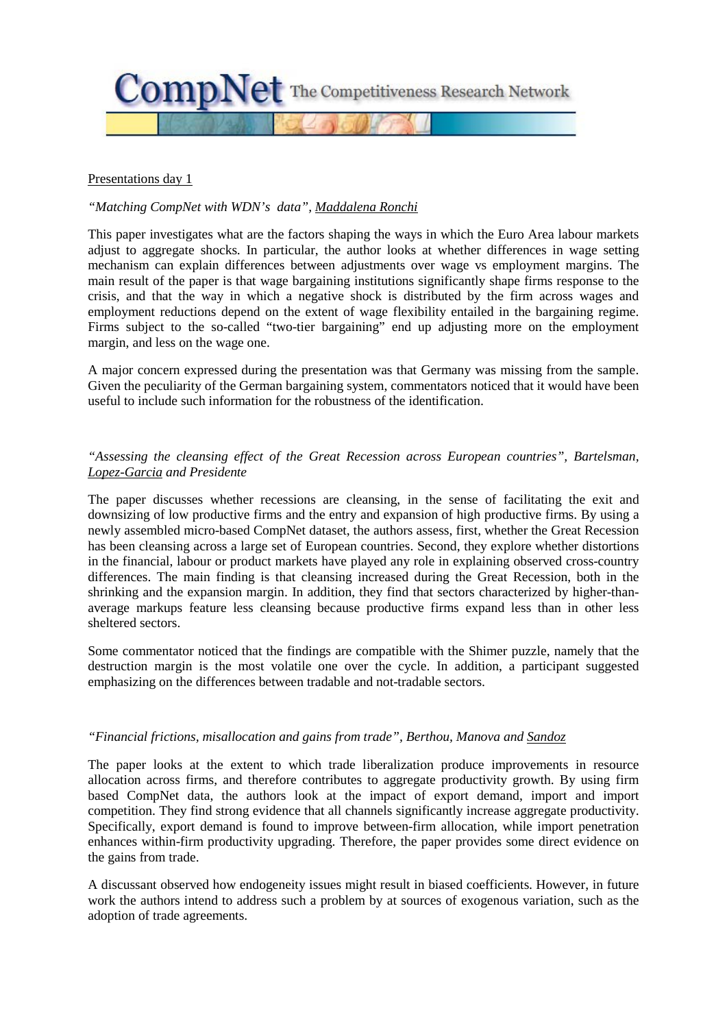Presentations day 1

*"Matching CompNet with WDN's data"*, Maddalena Ronchi

This paper investigates what are the factors shaping the ways in which the Euro Area labour markets adjust to aggregate shocks. In particular, the author looks at whether differences in wage setting mechanism can explain differences between adjustments over wage vs employment margins. The main result of the paper is that wage bargaining institutions significantly shape firms response to the crisis, and that the way in which a negative shock is distributed by the firm across wages and employment reductions depend on the extent of wage flexibility entailed in the bargaining regime. Firms subject to the so-called "two-tier bargaining" end up adjusting more on the employment margin, and less on the wage one.

A major concern expressed during the presentation was that Germany was missing from the sample. Given the peculiarity of the German bargaining system, commentators noticed that it would have been useful to include such information for the robustness of the identification.

*"Assessing the cleansing effect of the Great Recession across European countries", Bartelsman, Lopez-Garcia and Presidente*

The paper discusses whether recessions are cleansing, in the sense of facilitating the exit and downsizing of low productive firms and the entry and expansion of high productive firms. By using a newly assembled micro-based CompNet dataset, the authors assess, first, whether the Great Recession has been cleansing across a large set of European countries. Second, they explore whether distortions in the financial, labour or product markets have played any role in explaining observed cross-country differences. The main finding is that cleansing increased during the Great Recession, both in the shrinking and the expansion margin. In addition, they find that sectors characterized by higher-than-average markups feature less cleansing because productive firms expand less than in other less sheltered sectors.

Some commentator noticed that the findings are compatible with the Shimer puzzle, namely that the destruction margin is the most volatile one over the cycle. In addition, a participant suggested emphasizing on the differences between tradable and not-tradable sectors.

*"Financial frictions, misallocation and gains from trade", Berthou, Manova and Sandoz*

The paper looks at the extent to which trade liberalization produce improvements in resource allocation across firms, and therefore contributes to aggregate productivity growth. By using firm based CompNet data, the authors look at the impact of export demand, import and import competition. They find strong evidence that all channels significantly increase aggregate productivity. Specifically, export demand is found to improve between-firm allocation, while import penetration enhances within-firm productivity upgrading. Therefore, the paper provides some direct evidence on the gains from trade.

A discussant observed how endogeneity issues might result in biased coefficients. However, in future work the authors intend to address such a problem by at sources of exogenous variation, such as the adoption of trade agreements.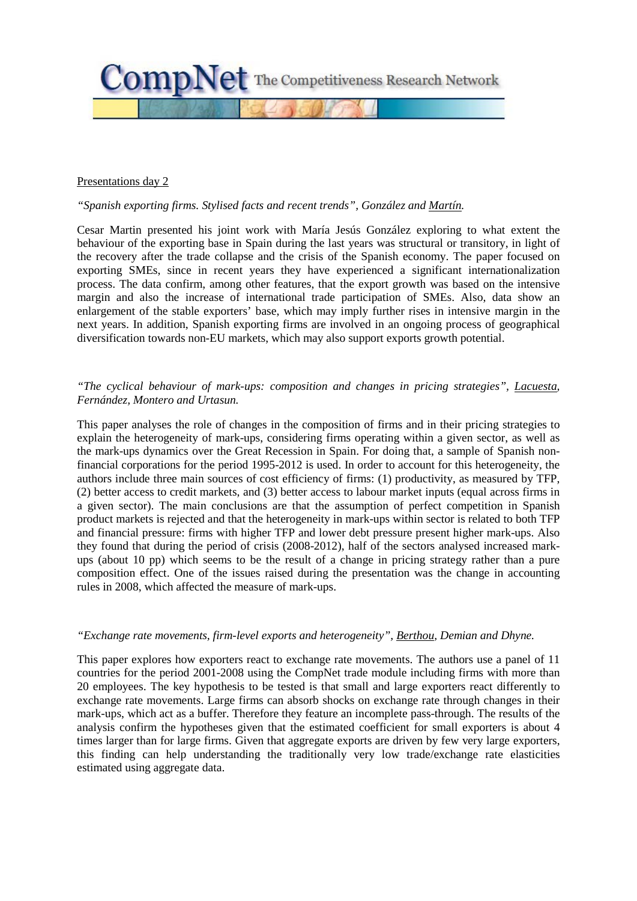Presentations day 2

*"Spanish exporting firms. Stylised facts and recent trends", González and Martín.*

Cesar Martin presented his joint work with María Jesús González exploring to what extent the behaviour of the exporting base in Spain during the last years was structural or transitory, in light of the recovery after the trade collapse and the crisis of the Spanish economy. The paper focused on exporting SMEs, since in recent years they have experienced a significant internationalization process. The data confirm, among other features, that the export growth was based on the intensive margin and also the increase of international trade participation of SMEs. Also, data show an enlargement of the stable exporters' base, which may imply further rises in intensive margin in the next years. In addition, Spanish exporting firms are involved in an ongoing process of geographical diversification towards non-EU markets, which may also support exports growth potential.

*"The cyclical behaviour of mark-ups: composition and changes in pricing strategies", Lacuesta, Fernández, Montero and Urtasun.*

This paper analyses the role of changes in the composition of firms and in their pricing strategies to explain the heterogeneity of mark-ups, considering firms operating within a given sector, as well as the mark-ups dynamics over the Great Recession in Spain. For doing that, a sample of Spanish non-financial corporations for the period 1995-2012 is used. In order to account for this heterogeneity, the authors include three main sources of cost efficiency of firms: (1) productivity, as measured by TFP, (2) better access to credit markets, and (3) better access to labour market inputs (equal across firms in a given sector). The main conclusions are that the assumption of perfect competition in Spanish product markets is rejected and that the heterogeneity in mark-ups within sector is related to both TFP and financial pressure: firms with higher TFP and lower debt pressure present higher mark-ups. Also they found that during the period of crisis (2008-2012), half of the sectors analysed increased mark-ups (about 10 pp) which seems to be the result of a change in pricing strategy rather than a pure composition effect. One of the issues raised during the presentation was the change in accounting rules in 2008, which affected the measure of mark-ups.

*"Exchange rate movements, firm-level exports and heterogeneity", Berthou, Demian and Dhyne.*

This paper explores how exporters react to exchange rate movements. The authors use a panel of 11 countries for the period 2001-2008 using the CompNet trade module including firms with more than 20 employees. The key hypothesis to be tested is that small and large exporters react differently to exchange rate movements. Large firms can absorb shocks on exchange rate through changes in their mark-ups, which act as a buffer. Therefore they feature an incomplete pass-through. The results of the analysis confirm the hypotheses given that the estimated coefficient for small exporters is about 4 times larger than for large firms. Given that aggregate exports are driven by few very large exporters, this finding can help understanding the traditionally very low trade/exchange rate elasticities estimated using aggregate data.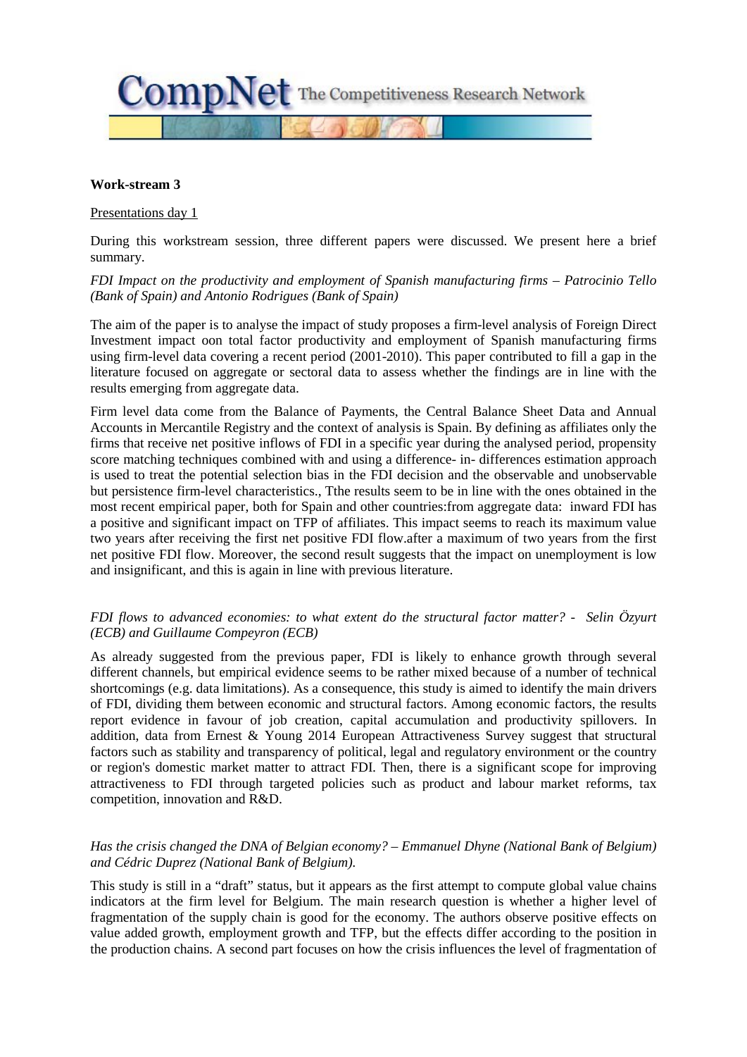**Work-stream 3**

Presentations day 1

During this workstream session, three different papers were discussed. We present here a brief summary.

*FDI Impact on the productivity and employment of Spanish manufacturing firms – Patrocinio Tello (Bank of Spain) and Antonio Rodrigues (Bank of Spain)*

The aim of the paper is to analyse the impact of study proposes a firm-level analysis of Foreign Direct Investment impact oon total factor productivity and employment of Spanish manufacturing firms using firm-level data covering a recent period (2001-2010). This paper contributed to fill a gap in the literature focused on aggregate or sectoral data to assess whether the findings are in line with the results emerging from aggregate data.

Firm level data come from the Balance of Payments, the Central Balance Sheet Data and Annual Accounts in Mercantile Registry and the context of analysis is Spain. By defining as affiliates only the firms that receive net positive inflows of FDI in a specific year during the analysed period, propensity score matching techniques combined with and using a difference- in- differences estimation approach is used to treat the potential selection bias in the FDI decision and the observable and unobservable but persistence firm-level characteristics., Tthe results seem to be in line with the ones obtained in the most recent empirical paper, both for Spain and other countries:from aggregate data: inward FDI has a positive and significant impact on TFP of affiliates. This impact seems to reach its maximum value two years after receiving the first net positive FDI flow.after a maximum of two years from the first net positive FDI flow. Moreover, the second result suggests that the impact on unemployment is low and insignificant, and this is again in line with previous literature.

*FDI flows to advanced economies: to what extent do the structural factor matter? - Selin Özyurt (ECB) and Guillaume Compeyron (ECB)*

As already suggested from the previous paper, FDI is likely to enhance growth through several different channels, but empirical evidence seems to be rather mixed because of a number of technical shortcomings (e.g. data limitations). As a consequence, this study is aimed to identify the main drivers of FDI, dividing them between economic and structural factors. Among economic factors, the results report evidence in favour of job creation, capital accumulation and productivity spillovers. In addition, data from Ernest & Young 2014 European Attractiveness Survey suggest that structural factors such as stability and transparency of political, legal and regulatory environment or the country or region's domestic market matter to attract FDI. Then, there is a significant scope for improving attractiveness to FDI through targeted policies such as product and labour market reforms, tax competition, innovation and R&D.

*Has the crisis changed the DNA of Belgian economy? – Emmanuel Dhyne (National Bank of Belgium) and Cédric Duprez (National Bank of Belgium).*

This study is still in a "draft" status, but it appears as the first attempt to compute global value chains indicators at the firm level for Belgium. The main research question is whether a higher level of fragmentation of the supply chain is good for the economy. The authors observe positive effects on value added growth, employment growth and TFP, but the effects differ according to the position in the production chains. A second part focuses on how the crisis influences the level of fragmentation of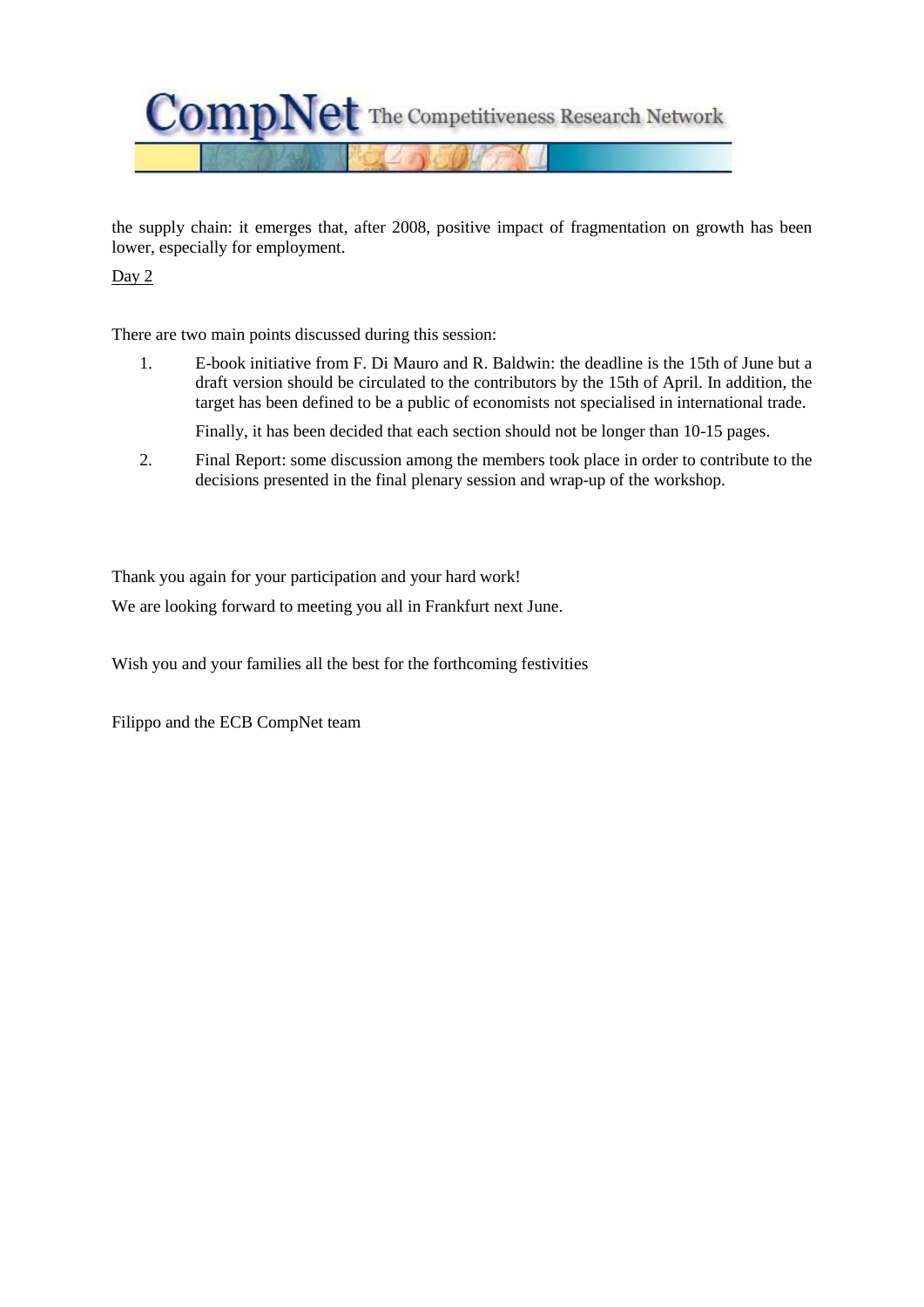the supply chain: it emerges that, after 2008, positive impact of fragmentation on growth has been lower, especially for employment.

Day 2

There are two main points discussed during this session:

1. E-book initiative from F. Di Mauro and R. Baldwin: the deadline is the 15th of June but a draft version should be circulated to the contributors by the 15th of April. In addition, the target has been defined to be a public of economists not specialised in international trade.

   Finally, it has been decided that each section should not be longer than 10-15 pages.

2. Final Report: some discussion among the members took place in order to contribute to the decisions presented in the final plenary session and wrap-up of the workshop.

Thank you again for your participation and your hard work!

We are looking forward to meeting you all in Frankfurt next June.

Wish you and your families all the best for the forthcoming festivities

Filippo and the ECB CompNet team